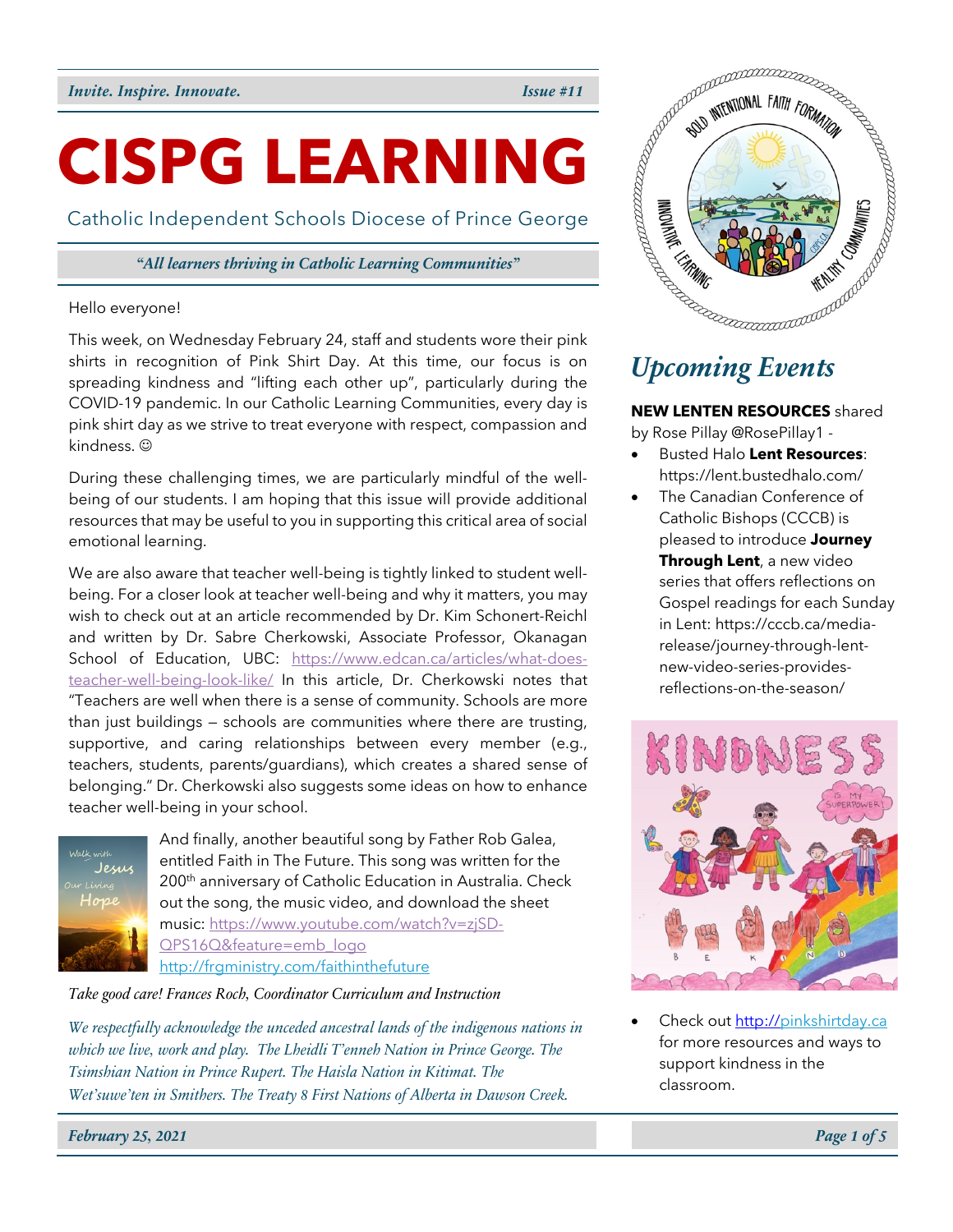*Invite. Inspire. Innovate.* *Issue #11*

# CISPG LEARNING

Catholic Independent Schools Diocese of Prince George

*"All learners thriving in Catholic Learning Communities"*

Hello everyone!

This week, on Wednesday February 24, staff and students wore their pink shirts in recognition of Pink Shirt Day. At this time, our focus is on spreading kindness and "lifting each other up", particularly during the COVID-19 pandemic. In our Catholic Learning Communities, every day is pink shirt day as we strive to treat everyone with respect, compassion and kindness. ☺

During these challenging times, we are particularly mindful of the well-being of our students. I am hoping that this issue will provide additional resources that may be useful to you in supporting this critical area of social emotional learning.

We are also aware that teacher well-being is tightly linked to student well-being. For a closer look at teacher well-being and why it matters, you may wish to check out at an article recommended by Dr. Kim Schonert-Reichl and written by Dr. Sabre Cherkowski, Associate Professor, Okanagan School of Education, UBC: https://www.edcan.ca/articles/what-does-teacher-well-being-look-like/ In this article, Dr. Cherkowski notes that "Teachers are well when there is a sense of community. Schools are more than just buildings – schools are communities where there are trusting, supportive, and caring relationships between every member (e.g., teachers, students, parents/guardians), which creates a shared sense of belonging." Dr. Cherkowski also suggests some ideas on how to enhance teacher well-being in your school.

And finally, another beautiful song by Father Rob Galea, entitled Faith in The Future. This song was written for the 200th anniversary of Catholic Education in Australia. Check out the song, the music video, and download the sheet music: https://www.youtube.com/watch?v=zjSD-QPS16Q&feature=emb_logo
http://frgministry.com/faithinthefuture

*Take good care! Frances Roch, Coordinator Curriculum and Instruction*

*We respectfully acknowledge the unceded ancestral lands of the indigenous nations in which we live, work and play. The Lheidli T'enneh Nation in Prince George. The Tsimshian Nation in Prince Rupert. The Haisla Nation in Kitimat. The Wet'suwe'ten in Smithers. The Treaty 8 First Nations of Alberta in Dawson Creek.*

## *Upcoming Events*

**NEW LENTEN RESOURCES** shared by Rose Pillay @RosePillay1 -

- Busted Halo **Lent Resources**: https://lent.bustedhalo.com/
- The Canadian Conference of Catholic Bishops (CCCB) is pleased to introduce **Journey Through Lent**, a new video series that offers reflections on Gospel readings for each Sunday in Lent: https://cccb.ca/media-release/journey-through-lent-new-video-series-provides-reflections-on-the-season/

- Check out http://pinkshirtday.ca for more resources and ways to support kindness in the classroom.

*February 25, 2021*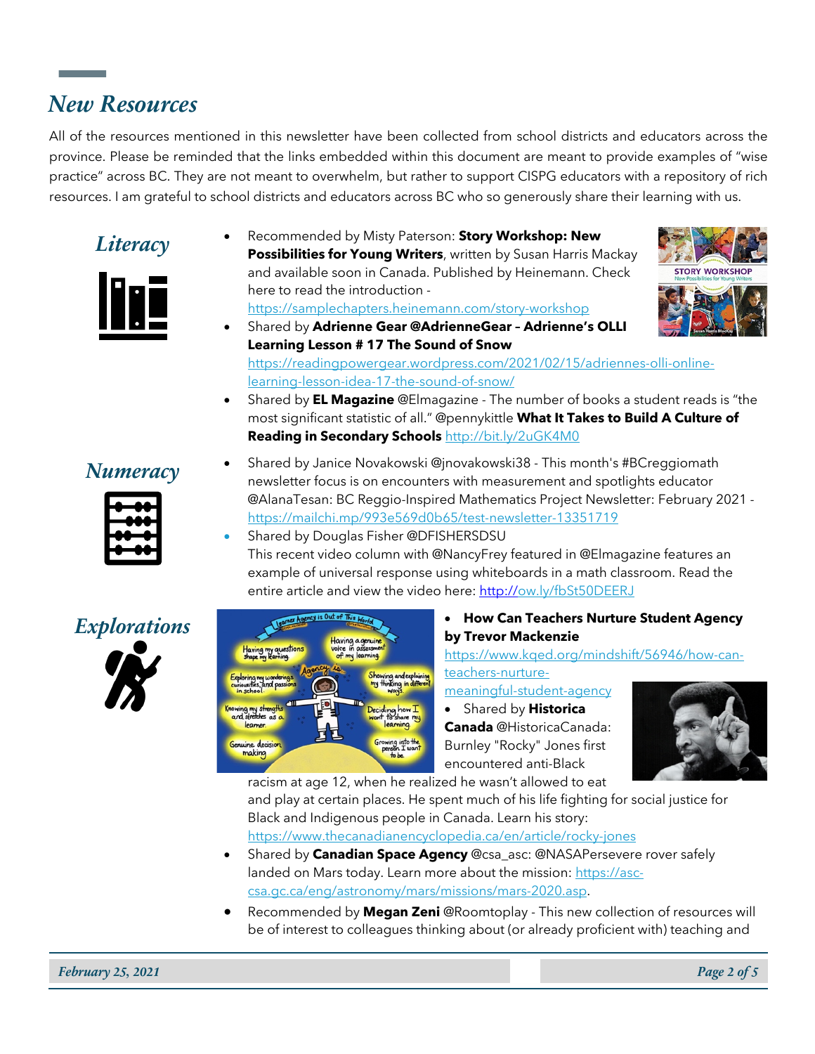## New Resources

All of the resources mentioned in this newsletter have been collected from school districts and educators across the province. Please be reminded that the links embedded within this document are meant to provide examples of "wise practice" across BC. They are not meant to overwhelm, but rather to support CISPG educators with a repository of rich resources. I am grateful to school districts and educators across BC who so generously share their learning with us.

### Literacy

- Recommended by Misty Paterson: **Story Workshop: New Possibilities for Young Writers**, written by Susan Harris Mackay and available soon in Canada. Published by Heinemann. Check here to read the introduction - https://samplechapters.heinemann.com/story-workshop
- Shared by **Adrienne Gear @AdrienneGear – Adrienne's OLLI Learning Lesson # 17 The Sound of Snow** https://readingpowergear.wordpress.com/2021/02/15/adriennes-olli-online-learning-lesson-idea-17-the-sound-of-snow/
- Shared by **EL Magazine** @Elmagazine - The number of books a student reads is "the most significant statistic of all." @pennykittle **What It Takes to Build A Culture of Reading in Secondary Schools** http://bit.ly/2uGK4M0

### Numeracy

- Shared by Janice Novakowski @jnovakowski38 - This month's #BCreggiomath newsletter focus is on encounters with measurement and spotlights educator @AlanaTesan: BC Reggio-Inspired Mathematics Project Newsletter: February 2021 - https://mailchi.mp/993e569d0b65/test-newsletter-13351719
- Shared by Douglas Fisher @DFISHERSDSU
  This recent video column with @NancyFrey featured in @Elmagazine features an example of universal response using whiteboards in a math classroom. Read the entire article and view the video here: http://ow.ly/fbSt50DEERJ

### Explorations

- **How Can Teachers Nurture Student Agency by Trevor Mackenzie** https://www.kqed.org/mindshift/56946/how-can-teachers-nurture-meaningful-student-agency
- Shared by **Historica Canada** @HistoricaCanada: Burnley "Rocky" Jones first encountered anti-Black racism at age 12, when he realized he wasn't allowed to eat and play at certain places. He spent much of his life fighting for social justice for Black and Indigenous people in Canada. Learn his story: https://www.thecanadianencyclopedia.ca/en/article/rocky-jones
- Shared by **Canadian Space Agency** @csa_asc: @NASAPersevere rover safely landed on Mars today. Learn more about the mission: https://asc-csa.gc.ca/eng/astronomy/mars/missions/mars-2020.asp.
- Recommended by **Megan Zeni** @Roomtoplay - This new collection of resources will be of interest to colleagues thinking about (or already proficient with) teaching and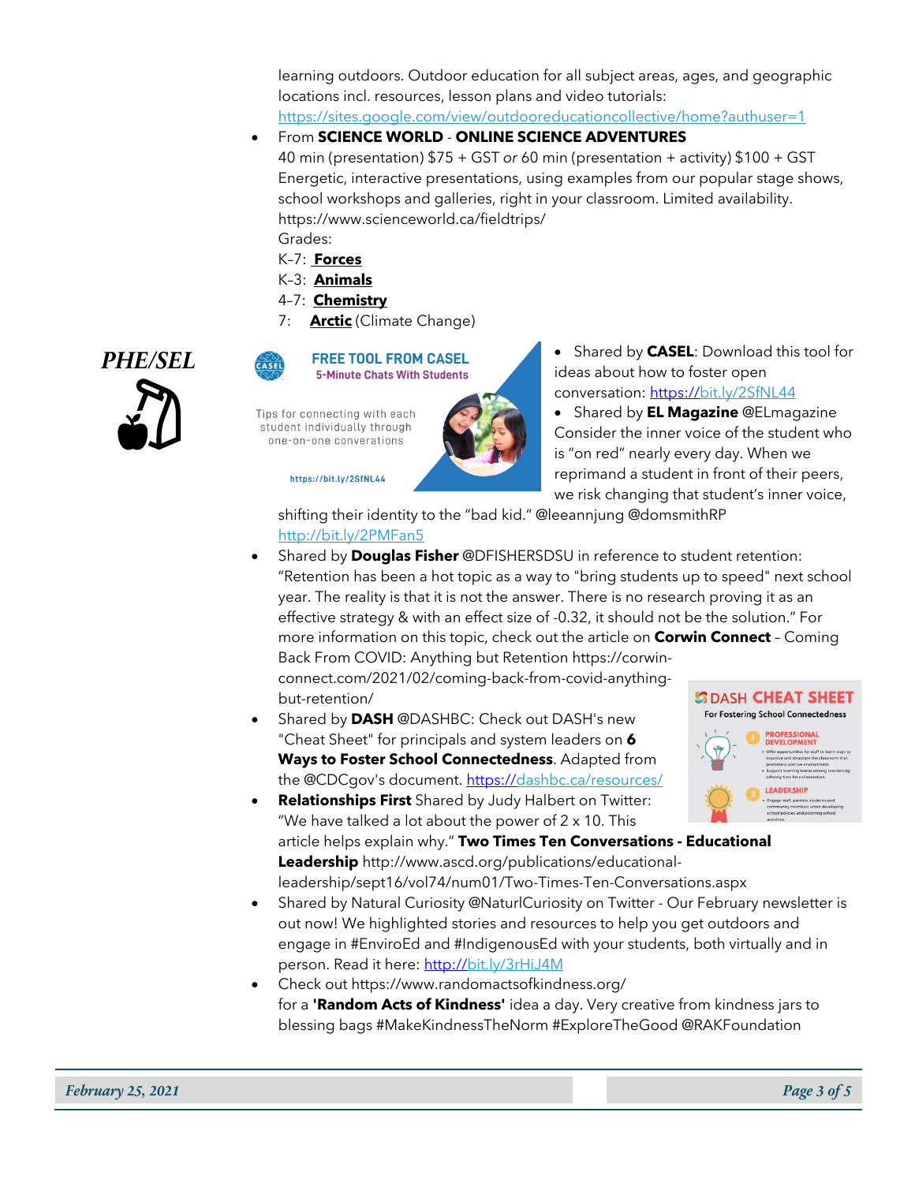learning outdoors. Outdoor education for all subject areas, ages, and geographic locations incl. resources, lesson plans and video tutorials: https://sites.google.com/view/outdooreducationcollective/home?authuser=1

- From **SCIENCE WORLD** - **ONLINE SCIENCE ADVENTURES**
  40 min (presentation) $75 + GST *or* 60 min (presentation + activity) $100 + GST
  Energetic, interactive presentations, using examples from our popular stage shows, school workshops and galleries, right in your classroom. Limited availability. https://www.scienceworld.ca/fieldtrips/
  Grades:
  K-7: **Forces**
  K-3: **Animals**
  4-7: **Chemistry**
  7: **Arctic** (Climate Change)

## *PHE/SEL*

FREE TOOL FROM CASEL
5-Minute Chats With Students
Tips for connecting with each student individually through one-on-one converations
https://bit.ly/2SfNL44

- Shared by **CASEL**: Download this tool for ideas about how to foster open conversation: https://bit.ly/2SfNL44
- Shared by **EL Magazine** @ELmagazine Consider the inner voice of the student who is "on red" nearly every day. When we reprimand a student in front of their peers, we risk changing that student's inner voice, shifting their identity to the "bad kid." @leeannjung @domsmithRP http://bit.ly/2PMFan5
- Shared by **Douglas Fisher** @DFISHERSDSU in reference to student retention: "Retention has been a hot topic as a way to "bring students up to speed" next school year. The reality is that it is not the answer. There is no research proving it as an effective strategy & with an effect size of -0.32, it should not be the solution." For more information on this topic, check out the article on **Corwin Connect** – Coming Back From COVID: Anything but Retention https://corwin-connect.com/2021/02/coming-back-from-covid-anything-but-retention/
- Shared by **DASH** @DASHBC: Check out DASH's new "Cheat Sheet" for principals and system leaders on **6 Ways to Foster School Connectedness**. Adapted from the @CDCgov's document. https://dashbc.ca/resources/
- **Relationships First** Shared by Judy Halbert on Twitter: "We have talked a lot about the power of 2 x 10. This article helps explain why." **Two Times Ten Conversations - Educational Leadership** http://www.ascd.org/publications/educational-leadership/sept16/vol74/num01/Two-Times-Ten-Conversations.aspx
- Shared by Natural Curiosity @NaturlCuriosity on Twitter - Our February newsletter is out now! We highlighted stories and resources to help you get outdoors and engage in #EnviroEd and #IndigenousEd with your students, both virtually and in person. Read it here: http://bit.ly/3rHiJ4M
- Check out https://www.randomactsofkindness.org/ for a **'Random Acts of Kindness'** idea a day. Very creative from kindness jars to blessing bags #MakeKindnessTheNorm #ExploreTheGood @RAKFoundation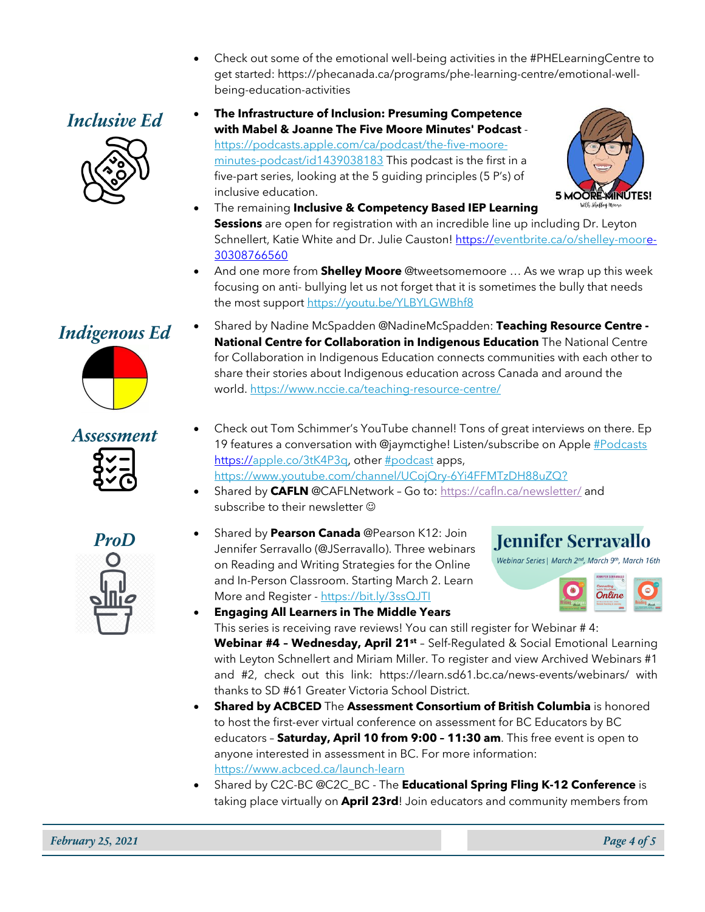- Check out some of the emotional well-being activities in the #PHELearningCentre to get started: https://phecanada.ca/programs/phe-learning-centre/emotional-well-being-education-activities

## *Inclusive Ed*

- **The Infrastructure of Inclusion: Presuming Competence with Mabel & Joanne The Five Moore Minutes' Podcast** - https://podcasts.apple.com/ca/podcast/the-five-moore-minutes-podcast/id1439038183 This podcast is the first in a five-part series, looking at the 5 guiding principles (5 P's) of inclusive education.
- The remaining **Inclusive & Competency Based IEP Learning Sessions** are open for registration with an incredible line up including Dr. Leyton Schnellert, Katie White and Dr. Julie Causton! https://eventbrite.ca/o/shelley-moore-30308766560
- And one more from **Shelley Moore** @tweetsomemoore … As we wrap up this week focusing on anti- bullying let us not forget that it is sometimes the bully that needs the most support https://youtu.be/YLBYLGWBhf8

## *Indigenous Ed*

- Shared by Nadine McSpadden @NadineMcSpadden: **Teaching Resource Centre - National Centre for Collaboration in Indigenous Education** The National Centre for Collaboration in Indigenous Education connects communities with each other to share their stories about Indigenous education across Canada and around the world. https://www.nccie.ca/teaching-resource-centre/

## *Assessment*

- Check out Tom Schimmer's YouTube channel! Tons of great interviews on there. Ep 19 features a conversation with @jaymctighe! Listen/subscribe on Apple #Podcasts https://apple.co/3tK4P3q, other #podcast apps, https://www.youtube.com/channel/UCojQry-6Yi4FFMTzDH88uZQ?
- Shared by **CAFLN** @CAFLNetwork – Go to: https://cafln.ca/newsletter/ and subscribe to their newsletter ☺

## *ProD*

- Shared by **Pearson Canada** @Pearson K12: Join Jennifer Serravallo (@JSerravallo). Three webinars on Reading and Writing Strategies for the Online and In-Person Classroom. Starting March 2. Learn More and Register - https://bit.ly/3ssQJTI
- **Engaging All Learners in The Middle Years**
  This series is receiving rave reviews! You can still register for Webinar # 4: **Webinar #4 – Wednesday, April 21st** – Self-Regulated & Social Emotional Learning with Leyton Schnellert and Miriam Miller. To register and view Archived Webinars #1 and #2, check out this link: https://learn.sd61.bc.ca/news-events/webinars/ with thanks to SD #61 Greater Victoria School District.
- **Shared by ACBCED** The **Assessment Consortium of British Columbia** is honored to host the first-ever virtual conference on assessment for BC Educators by BC educators – **Saturday, April 10 from 9:00 – 11:30 am**. This free event is open to anyone interested in assessment in BC. For more information: https://www.acbced.ca/launch-learn
- Shared by C2C-BC @C2C_BC - The **Educational Spring Fling K-12 Conference** is taking place virtually on **April 23rd**! Join educators and community members from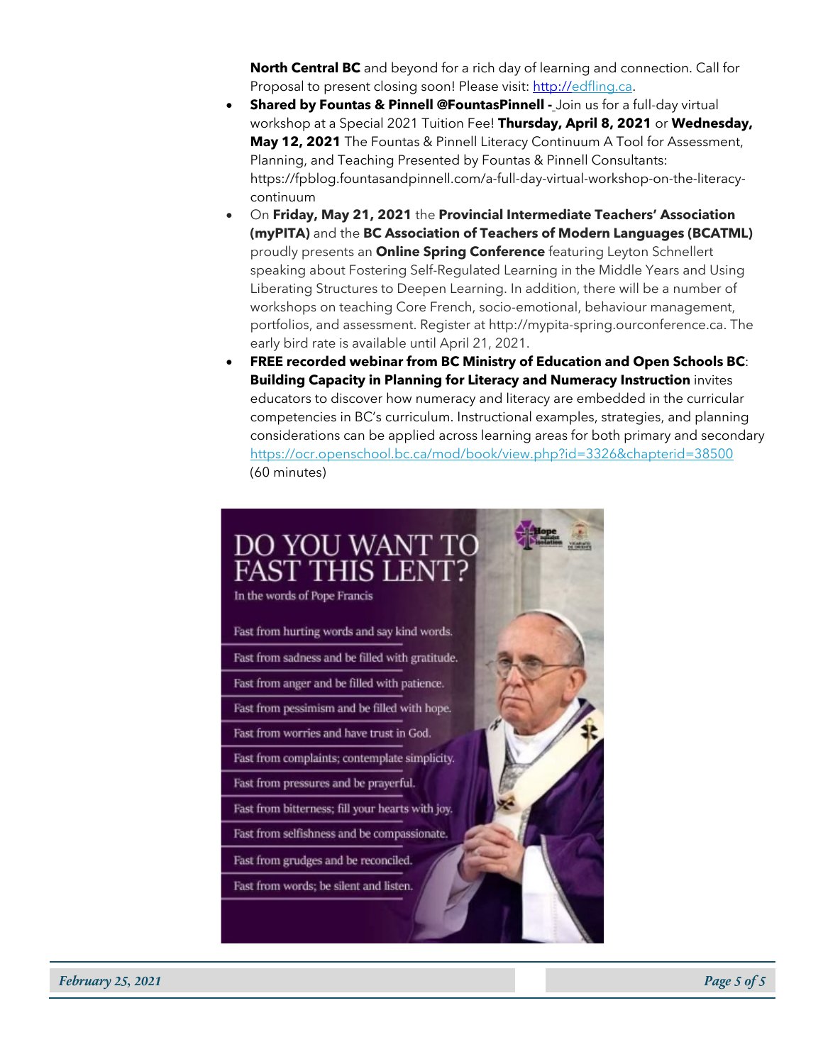**North Central BC** and beyond for a rich day of learning and connection. Call for Proposal to present closing soon! Please visit: http://edfling.ca.

- **Shared by Fountas & Pinnell @FountasPinnell -** Join us for a full-day virtual workshop at a Special 2021 Tuition Fee! **Thursday, April 8, 2021** or **Wednesday, May 12, 2021** The Fountas & Pinnell Literacy Continuum A Tool for Assessment, Planning, and Teaching Presented by Fountas & Pinnell Consultants: https://fpblog.fountasandpinnell.com/a-full-day-virtual-workshop-on-the-literacy-continuum
- On **Friday, May 21, 2021** the **Provincial Intermediate Teachers' Association (myPITA)** and the **BC Association of Teachers of Modern Languages (BCATML)** proudly presents an **Online Spring Conference** featuring Leyton Schnellert speaking about Fostering Self-Regulated Learning in the Middle Years and Using Liberating Structures to Deepen Learning. In addition, there will be a number of workshops on teaching Core French, socio-emotional, behaviour management, portfolios, and assessment. Register at http://mypita-spring.ourconference.ca. The early bird rate is available until April 21, 2021.
- **FREE recorded webinar from BC Ministry of Education and Open Schools BC**: **Building Capacity in Planning for Literacy and Numeracy Instruction** invites educators to discover how numeracy and literacy are embedded in the curricular competencies in BC's curriculum. Instructional examples, strategies, and planning considerations can be applied across learning areas for both primary and secondary https://ocr.openschool.bc.ca/mod/book/view.php?id=3326&chapterid=38500 (60 minutes)

# DO YOU WANT TO FAST THIS LENT?

In the words of Pope Francis

Fast from hurting words and say kind words.

Fast from sadness and be filled with gratitude.

Fast from anger and be filled with patience.

Fast from pessimism and be filled with hope.

Fast from worries and have trust in God.

Fast from complaints; contemplate simplicity.

Fast from pressures and be prayerful.

Fast from bitterness; fill your hearts with joy.

Fast from selfishness and be compassionate.

Fast from grudges and be reconciled.

Fast from words; be silent and listen.